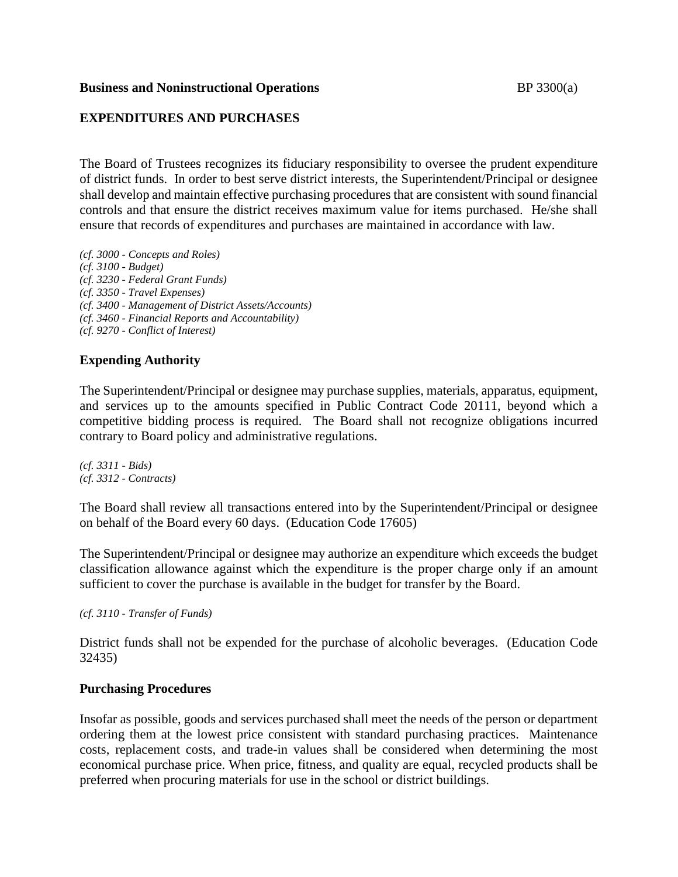**Business and Noninstructional Operations** BP 3300(a)

**EXPENDITURES AND PURCHASES**

The Board of Trustees recognizes its fiduciary responsibility to oversee the prudent expenditure of district funds. In order to best serve district interests, the Superintendent/Principal or designee shall develop and maintain effective purchasing procedures that are consistent with sound financial controls and that ensure the district receives maximum value for items purchased. He/she shall ensure that records of expenditures and purchases are maintained in accordance with law.

*(cf. 3000 - Concepts and Roles)*
*(cf. 3100 - Budget)*
*(cf. 3230 - Federal Grant Funds)*
*(cf. 3350 - Travel Expenses)*
*(cf. 3400 - Management of District Assets/Accounts)*
*(cf. 3460 - Financial Reports and Accountability)*
*(cf. 9270 - Conflict of Interest)*

**Expending Authority**

The Superintendent/Principal or designee may purchase supplies, materials, apparatus, equipment, and services up to the amounts specified in Public Contract Code 20111, beyond which a competitive bidding process is required. The Board shall not recognize obligations incurred contrary to Board policy and administrative regulations.

*(cf. 3311 - Bids)*
*(cf. 3312 - Contracts)*

The Board shall review all transactions entered into by the Superintendent/Principal or designee on behalf of the Board every 60 days. (Education Code 17605)

The Superintendent/Principal or designee may authorize an expenditure which exceeds the budget classification allowance against which the expenditure is the proper charge only if an amount sufficient to cover the purchase is available in the budget for transfer by the Board.

*(cf. 3110 - Transfer of Funds)*

District funds shall not be expended for the purchase of alcoholic beverages. (Education Code 32435)

**Purchasing Procedures**

Insofar as possible, goods and services purchased shall meet the needs of the person or department ordering them at the lowest price consistent with standard purchasing practices. Maintenance costs, replacement costs, and trade-in values shall be considered when determining the most economical purchase price. When price, fitness, and quality are equal, recycled products shall be preferred when procuring materials for use in the school or district buildings.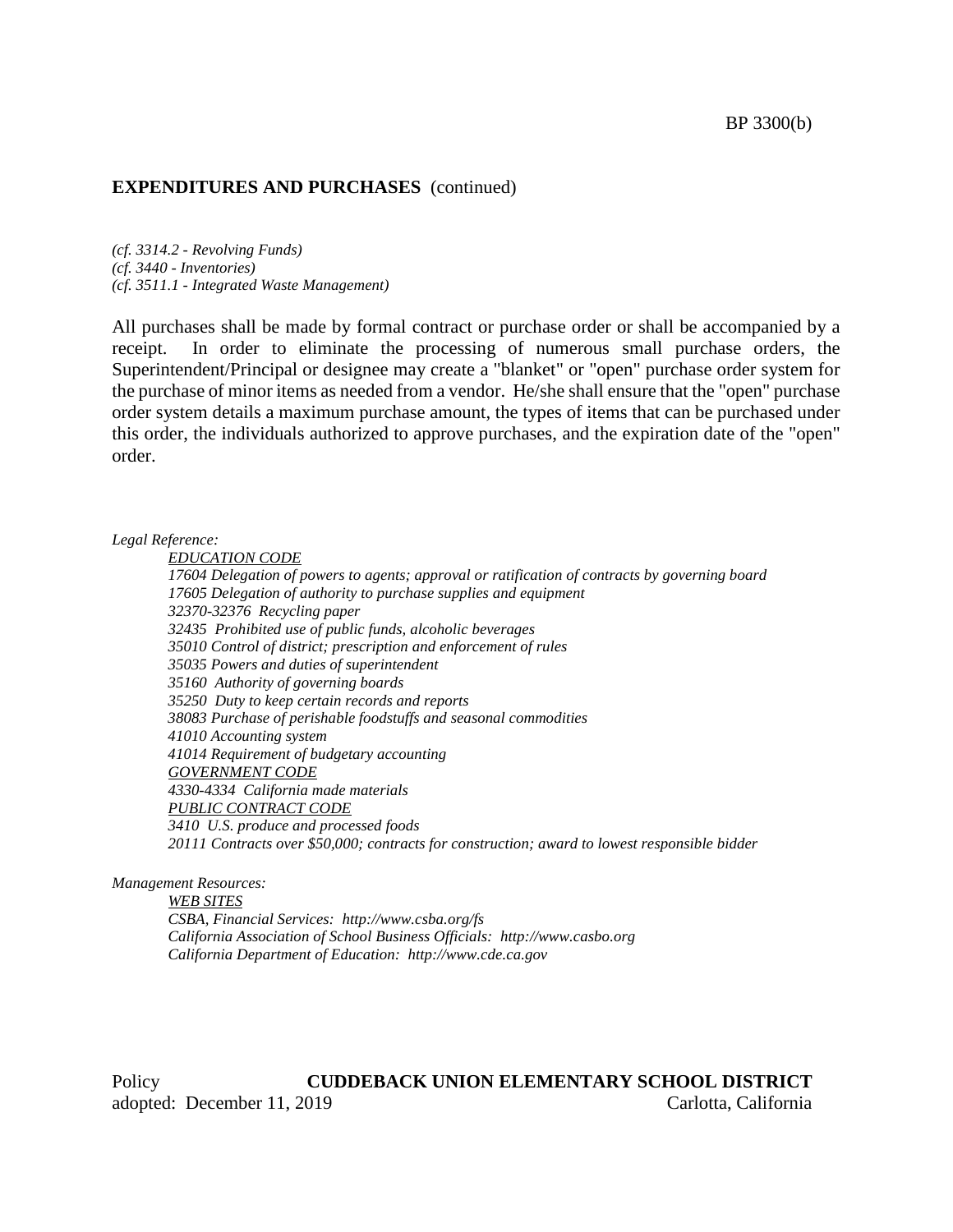**EXPENDITURES AND PURCHASES** (continued)

*(cf. 3314.2 - Revolving Funds)*
*(cf. 3440 - Inventories)*
*(cf. 3511.1 - Integrated Waste Management)*

All purchases shall be made by formal contract or purchase order or shall be accompanied by a receipt. In order to eliminate the processing of numerous small purchase orders, the Superintendent/Principal or designee may create a "blanket" or "open" purchase order system for the purchase of minor items as needed from a vendor. He/she shall ensure that the "open" purchase order system details a maximum purchase amount, the types of items that can be purchased under this order, the individuals authorized to approve purchases, and the expiration date of the "open" order.

*Legal Reference:*

*EDUCATION CODE*
*17604 Delegation of powers to agents; approval or ratification of contracts by governing board*
*17605 Delegation of authority to purchase supplies and equipment*
*32370-32376 Recycling paper*
*32435 Prohibited use of public funds, alcoholic beverages*
*35010 Control of district; prescription and enforcement of rules*
*35035 Powers and duties of superintendent*
*35160 Authority of governing boards*
*35250 Duty to keep certain records and reports*
*38083 Purchase of perishable foodstuffs and seasonal commodities*
*41010 Accounting system*
*41014 Requirement of budgetary accounting*
*GOVERNMENT CODE*
*4330-4334 California made materials*
*PUBLIC CONTRACT CODE*
*3410 U.S. produce and processed foods*
*20111 Contracts over $50,000; contracts for construction; award to lowest responsible bidder*

*Management Resources:*

*WEB SITES*
*CSBA, Financial Services: http://www.csba.org/fs*
*California Association of School Business Officials: http://www.casbo.org*
*California Department of Education: http://www.cde.ca.gov*

Policy **CUDDEBACK UNION ELEMENTARY SCHOOL DISTRICT**
adopted: December 11, 2019 Carlotta, California